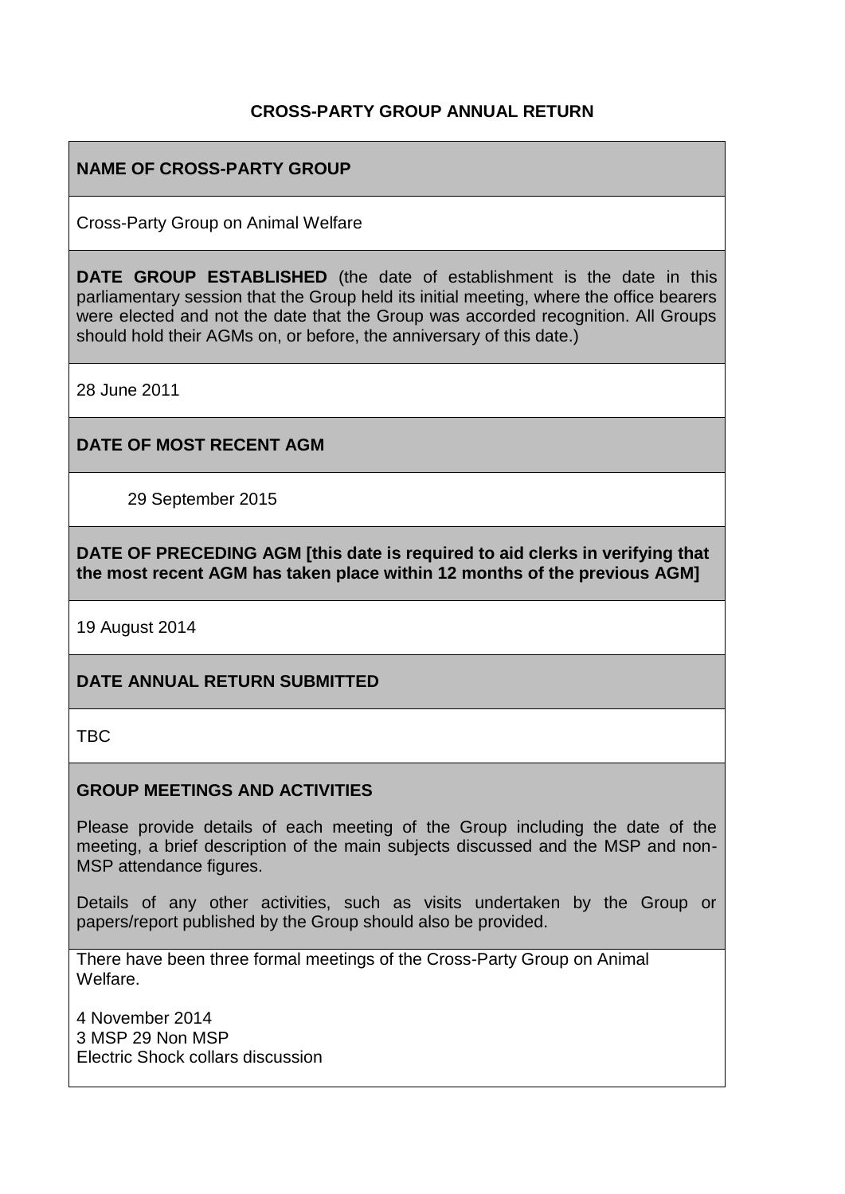# CROSS-PARTY GROUP ANNUAL RETURN

**NAME OF CROSS-PARTY GROUP**

Cross-Party Group on Animal Welfare

**DATE GROUP ESTABLISHED** (the date of establishment is the date in this parliamentary session that the Group held its initial meeting, where the office bearers were elected and not the date that the Group was accorded recognition. All Groups should hold their AGMs on, or before, the anniversary of this date.)

28 June 2011

**DATE OF MOST RECENT AGM**

29 September 2015

**DATE OF PRECEDING AGM [this date is required to aid clerks in verifying that the most recent AGM has taken place within 12 months of the previous AGM]**

19 August 2014

**DATE ANNUAL RETURN SUBMITTED**

TBC

**GROUP MEETINGS AND ACTIVITIES**

Please provide details of each meeting of the Group including the date of the meeting, a brief description of the main subjects discussed and the MSP and non-MSP attendance figures.

Details of any other activities, such as visits undertaken by the Group or papers/report published by the Group should also be provided.

There have been three formal meetings of the Cross-Party Group on Animal Welfare.

4 November 2014
3 MSP 29 Non MSP
Electric Shock collars discussion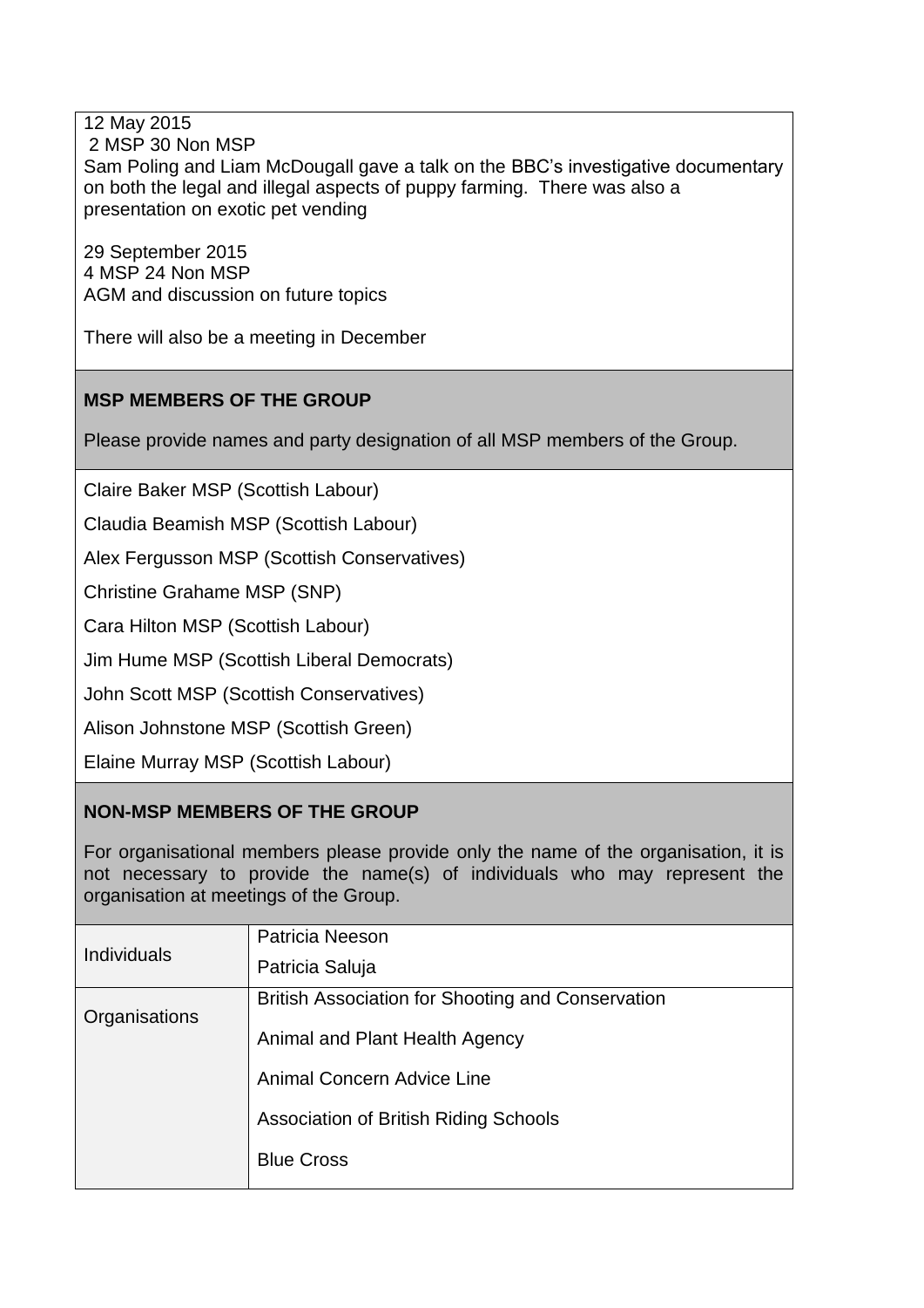12 May 2015
2 MSP 30 Non MSP
Sam Poling and Liam McDougall gave a talk on the BBC's investigative documentary on both the legal and illegal aspects of puppy farming. There was also a presentation on exotic pet vending

29 September 2015
4 MSP 24 Non MSP
AGM and discussion on future topics

There will also be a meeting in December

**MSP MEMBERS OF THE GROUP**

Please provide names and party designation of all MSP members of the Group.

Claire Baker MSP (Scottish Labour)

Claudia Beamish MSP (Scottish Labour)

Alex Fergusson MSP (Scottish Conservatives)

Christine Grahame MSP (SNP)

Cara Hilton MSP (Scottish Labour)

Jim Hume MSP (Scottish Liberal Democrats)

John Scott MSP (Scottish Conservatives)

Alison Johnstone MSP (Scottish Green)

Elaine Murray MSP (Scottish Labour)

**NON-MSP MEMBERS OF THE GROUP**

For organisational members please provide only the name of the organisation, it is not necessary to provide the name(s) of individuals who may represent the organisation at meetings of the Group.

| | |
|---|---|
| Individuals | Patricia Neeson |
| | Patricia Saluja |
| Organisations | British Association for Shooting and Conservation |
| | Animal and Plant Health Agency |
| | Animal Concern Advice Line |
| | Association of British Riding Schools |
| | Blue Cross |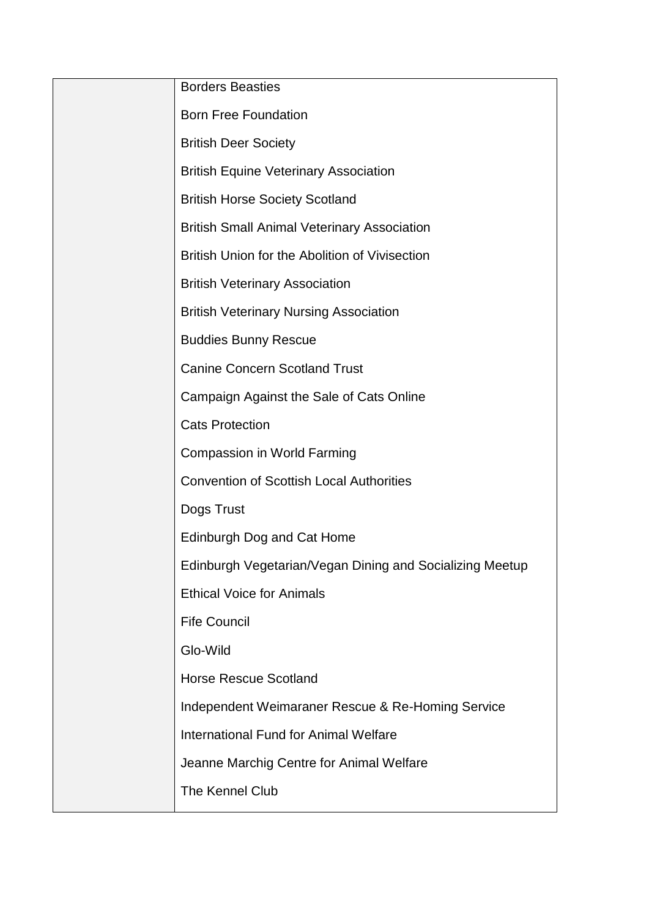| | |
|---|---|
| | Borders Beasties |
| | Born Free Foundation |
| | British Deer Society |
| | British Equine Veterinary Association |
| | British Horse Society Scotland |
| | British Small Animal Veterinary Association |
| | British Union for the Abolition of Vivisection |
| | British Veterinary Association |
| | British Veterinary Nursing Association |
| | Buddies Bunny Rescue |
| | Canine Concern Scotland Trust |
| | Campaign Against the Sale of Cats Online |
| | Cats Protection |
| | Compassion in World Farming |
| | Convention of Scottish Local Authorities |
| | Dogs Trust |
| | Edinburgh Dog and Cat Home |
| | Edinburgh Vegetarian/Vegan Dining and Socializing Meetup |
| | Ethical Voice for Animals |
| | Fife Council |
| | Glo-Wild |
| | Horse Rescue Scotland |
| | Independent Weimaraner Rescue & Re-Homing Service |
| | International Fund for Animal Welfare |
| | Jeanne Marchig Centre for Animal Welfare |
| | The Kennel Club |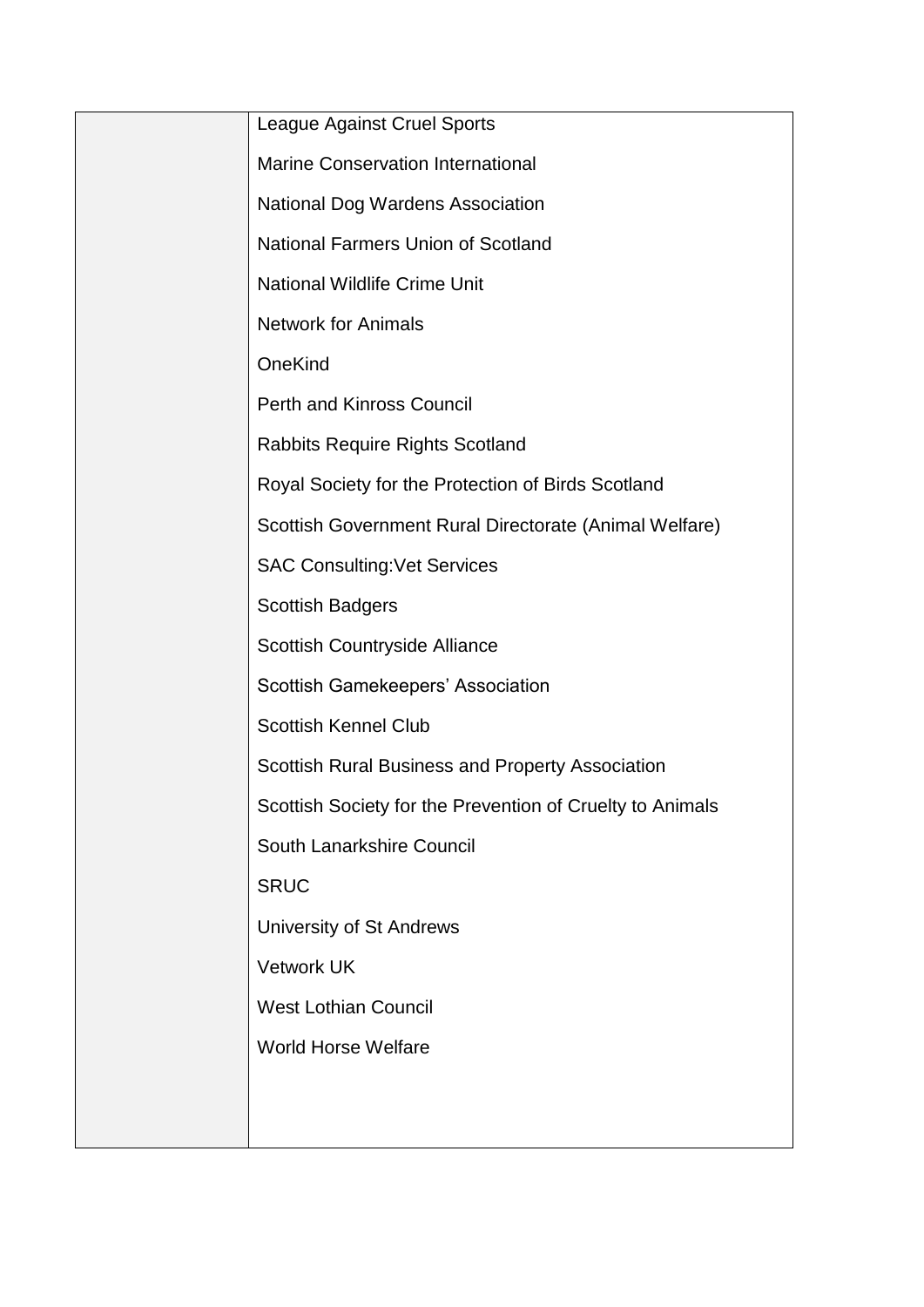| | |
|---|---|
| | League Against Cruel Sports<br>Marine Conservation International<br>National Dog Wardens Association<br>National Farmers Union of Scotland<br>National Wildlife Crime Unit<br>Network for Animals<br>OneKind<br>Perth and Kinross Council<br>Rabbits Require Rights Scotland<br>Royal Society for the Protection of Birds Scotland<br>Scottish Government Rural Directorate (Animal Welfare)<br>SAC Consulting:Vet Services<br>Scottish Badgers<br>Scottish Countryside Alliance<br>Scottish Gamekeepers' Association<br>Scottish Kennel Club<br>Scottish Rural Business and Property Association<br>Scottish Society for the Prevention of Cruelty to Animals<br>South Lanarkshire Council<br>SRUC<br>University of St Andrews<br>Vetwork UK<br>West Lothian Council<br>World Horse Welfare |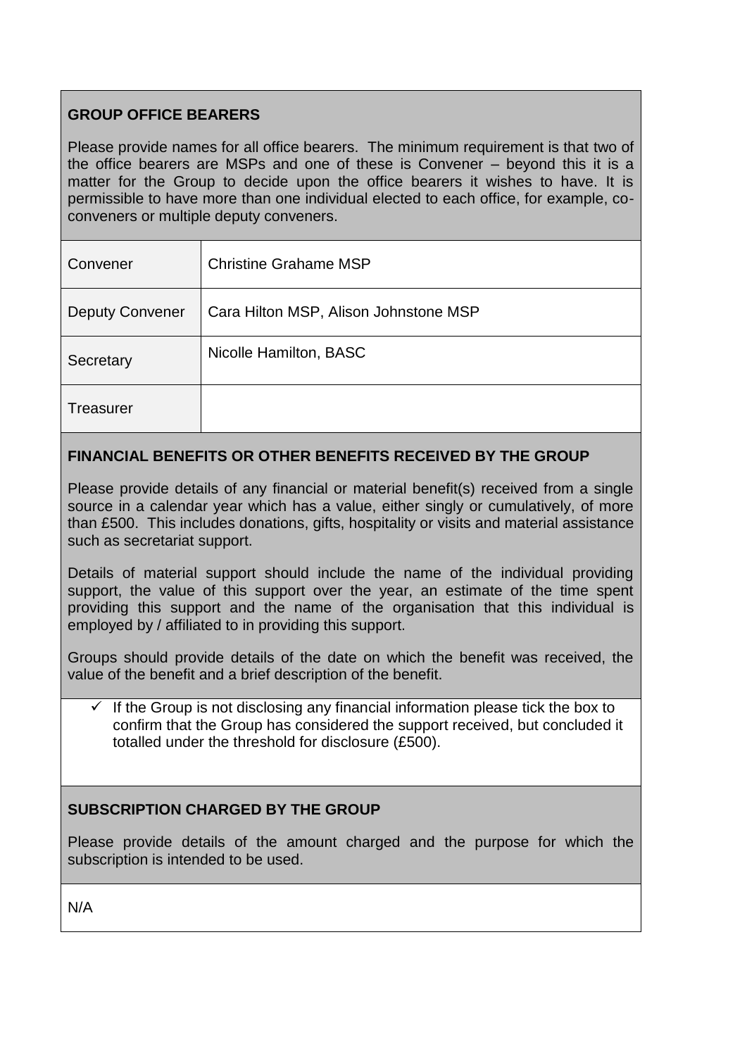## GROUP OFFICE BEARERS

Please provide names for all office bearers. The minimum requirement is that two of the office bearers are MSPs and one of these is Convener – beyond this it is a matter for the Group to decide upon the office bearers it wishes to have. It is permissible to have more than one individual elected to each office, for example, co-conveners or multiple deputy conveners.

| | |
|---|---|
| Convener | Christine Grahame MSP |
| Deputy Convener | Cara Hilton MSP, Alison Johnstone MSP |
| Secretary | Nicolle Hamilton, BASC |
| Treasurer | |

## FINANCIAL BENEFITS OR OTHER BENEFITS RECEIVED BY THE GROUP

Please provide details of any financial or material benefit(s) received from a single source in a calendar year which has a value, either singly or cumulatively, of more than £500. This includes donations, gifts, hospitality or visits and material assistance such as secretariat support.

Details of material support should include the name of the individual providing support, the value of this support over the year, an estimate of the time spent providing this support and the name of the organisation that this individual is employed by / affiliated to in providing this support.

Groups should provide details of the date on which the benefit was received, the value of the benefit and a brief description of the benefit.

- ✓ If the Group is not disclosing any financial information please tick the box to confirm that the Group has considered the support received, but concluded it totalled under the threshold for disclosure (£500).

## SUBSCRIPTION CHARGED BY THE GROUP

Please provide details of the amount charged and the purpose for which the subscription is intended to be used.

N/A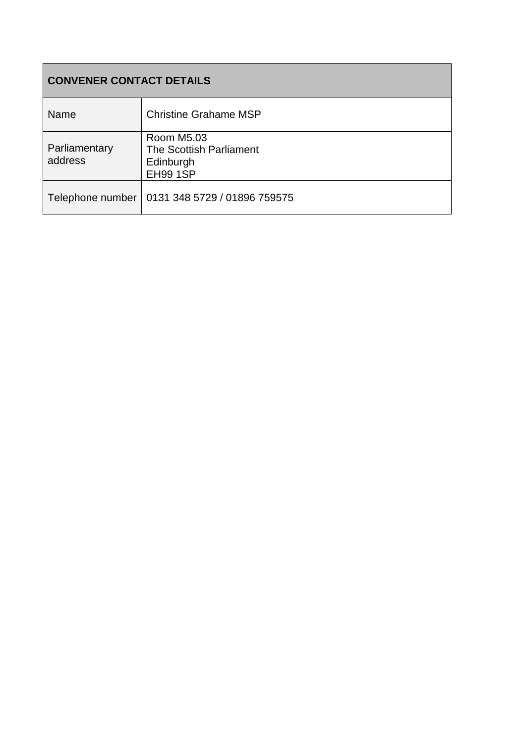| CONVENER CONTACT DETAILS | |
|---|---|
| Name | Christine Grahame MSP |
| Parliamentary address | Room M5.03<br>The Scottish Parliament<br>Edinburgh<br>EH99 1SP |
| Telephone number | 0131 348 5729 / 01896 759575 |